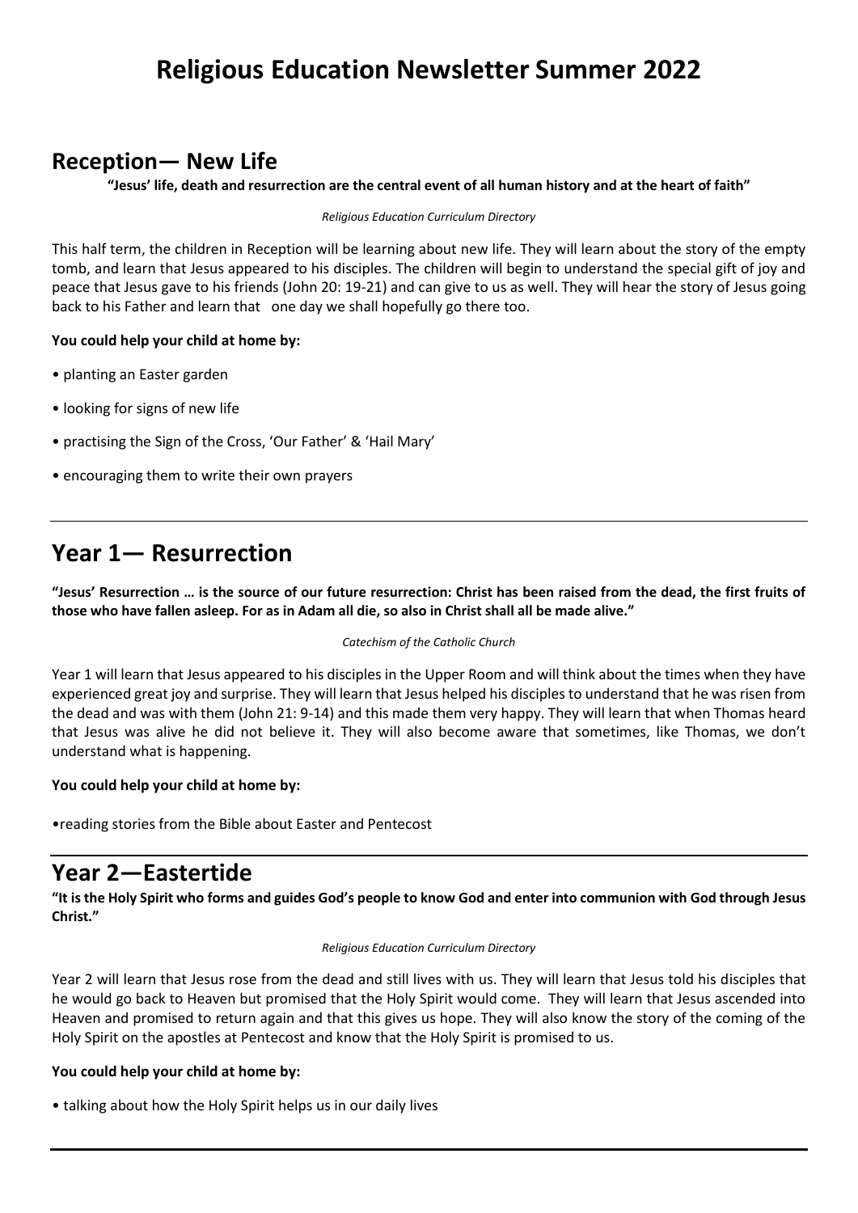# Religious Education Newsletter Summer 2022

## Reception— New Life

**"Jesus' life, death and resurrection are the central event of all human history and at the heart of faith"**

*Religious Education Curriculum Directory*

This half term, the children in Reception will be learning about new life. They will learn about the story of the empty tomb, and learn that Jesus appeared to his disciples. The children will begin to understand the special gift of joy and peace that Jesus gave to his friends (John 20: 19-21) and can give to us as well. They will hear the story of Jesus going back to his Father and learn that one day we shall hopefully go there too.

**You could help your child at home by:**

- planting an Easter garden
- looking for signs of new life
- practising the Sign of the Cross, 'Our Father' & 'Hail Mary'
- encouraging them to write their own prayers

## Year 1— Resurrection

**"Jesus' Resurrection … is the source of our future resurrection: Christ has been raised from the dead, the first fruits of those who have fallen asleep. For as in Adam all die, so also in Christ shall all be made alive."**

*Catechism of the Catholic Church*

Year 1 will learn that Jesus appeared to his disciples in the Upper Room and will think about the times when they have experienced great joy and surprise. They will learn that Jesus helped his disciples to understand that he was risen from the dead and was with them (John 21: 9-14) and this made them very happy. They will learn that when Thomas heard that Jesus was alive he did not believe it. They will also become aware that sometimes, like Thomas, we don't understand what is happening.

**You could help your child at home by:**

- reading stories from the Bible about Easter and Pentecost

## Year 2—Eastertide

**"It is the Holy Spirit who forms and guides God's people to know God and enter into communion with God through Jesus Christ."**

*Religious Education Curriculum Directory*

Year 2 will learn that Jesus rose from the dead and still lives with us. They will learn that Jesus told his disciples that he would go back to Heaven but promised that the Holy Spirit would come. They will learn that Jesus ascended into Heaven and promised to return again and that this gives us hope. They will also know the story of the coming of the Holy Spirit on the apostles at Pentecost and know that the Holy Spirit is promised to us.

**You could help your child at home by:**

- talking about how the Holy Spirit helps us in our daily lives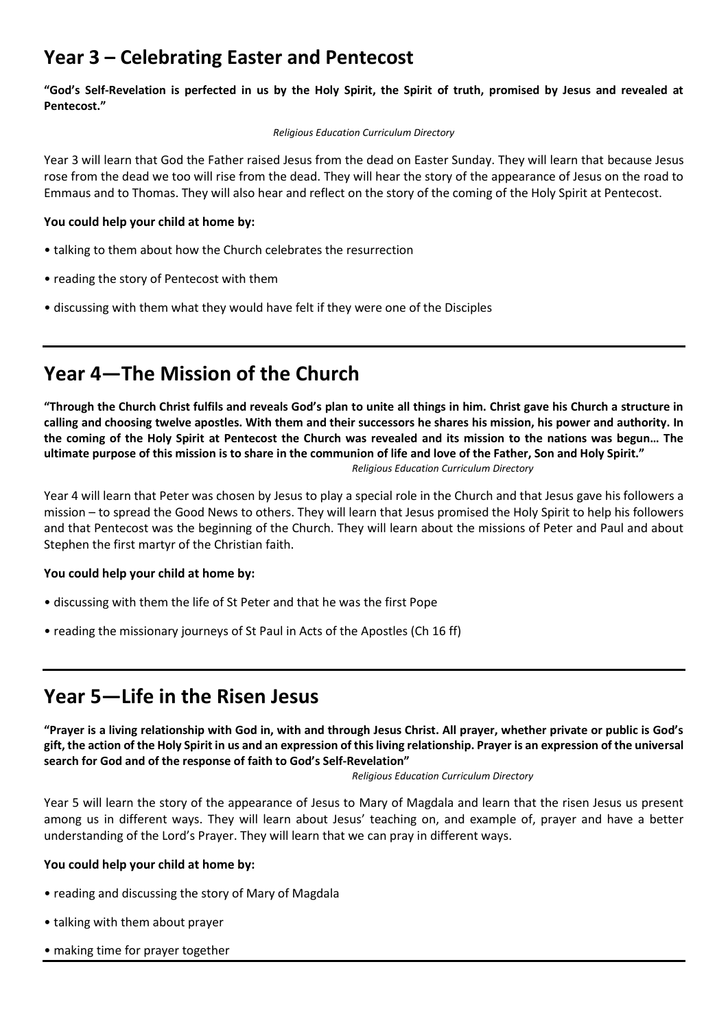## Year 3 – Celebrating Easter and Pentecost

**"God's Self-Revelation is perfected in us by the Holy Spirit, the Spirit of truth, promised by Jesus and revealed at Pentecost."**

*Religious Education Curriculum Directory*

Year 3 will learn that God the Father raised Jesus from the dead on Easter Sunday. They will learn that because Jesus rose from the dead we too will rise from the dead. They will hear the story of the appearance of Jesus on the road to Emmaus and to Thomas. They will also hear and reflect on the story of the coming of the Holy Spirit at Pentecost.

**You could help your child at home by:**

- talking to them about how the Church celebrates the resurrection
- reading the story of Pentecost with them
- discussing with them what they would have felt if they were one of the Disciples

---

## Year 4—The Mission of the Church

**"Through the Church Christ fulfils and reveals God's plan to unite all things in him. Christ gave his Church a structure in calling and choosing twelve apostles. With them and their successors he shares his mission, his power and authority. In the coming of the Holy Spirit at Pentecost the Church was revealed and its mission to the nations was begun… The ultimate purpose of this mission is to share in the communion of life and love of the Father, Son and Holy Spirit."**

*Religious Education Curriculum Directory*

Year 4 will learn that Peter was chosen by Jesus to play a special role in the Church and that Jesus gave his followers a mission – to spread the Good News to others. They will learn that Jesus promised the Holy Spirit to help his followers and that Pentecost was the beginning of the Church. They will learn about the missions of Peter and Paul and about Stephen the first martyr of the Christian faith.

**You could help your child at home by:**

- discussing with them the life of St Peter and that he was the first Pope
- reading the missionary journeys of St Paul in Acts of the Apostles (Ch 16 ff)

---

## Year 5—Life in the Risen Jesus

**"Prayer is a living relationship with God in, with and through Jesus Christ. All prayer, whether private or public is God's gift, the action of the Holy Spirit in us and an expression of this living relationship. Prayer is an expression of the universal search for God and of the response of faith to God's Self-Revelation"**

*Religious Education Curriculum Directory*

Year 5 will learn the story of the appearance of Jesus to Mary of Magdala and learn that the risen Jesus us present among us in different ways. They will learn about Jesus' teaching on, and example of, prayer and have a better understanding of the Lord's Prayer. They will learn that we can pray in different ways.

**You could help your child at home by:**

- reading and discussing the story of Mary of Magdala
- talking with them about prayer
- making time for prayer together

---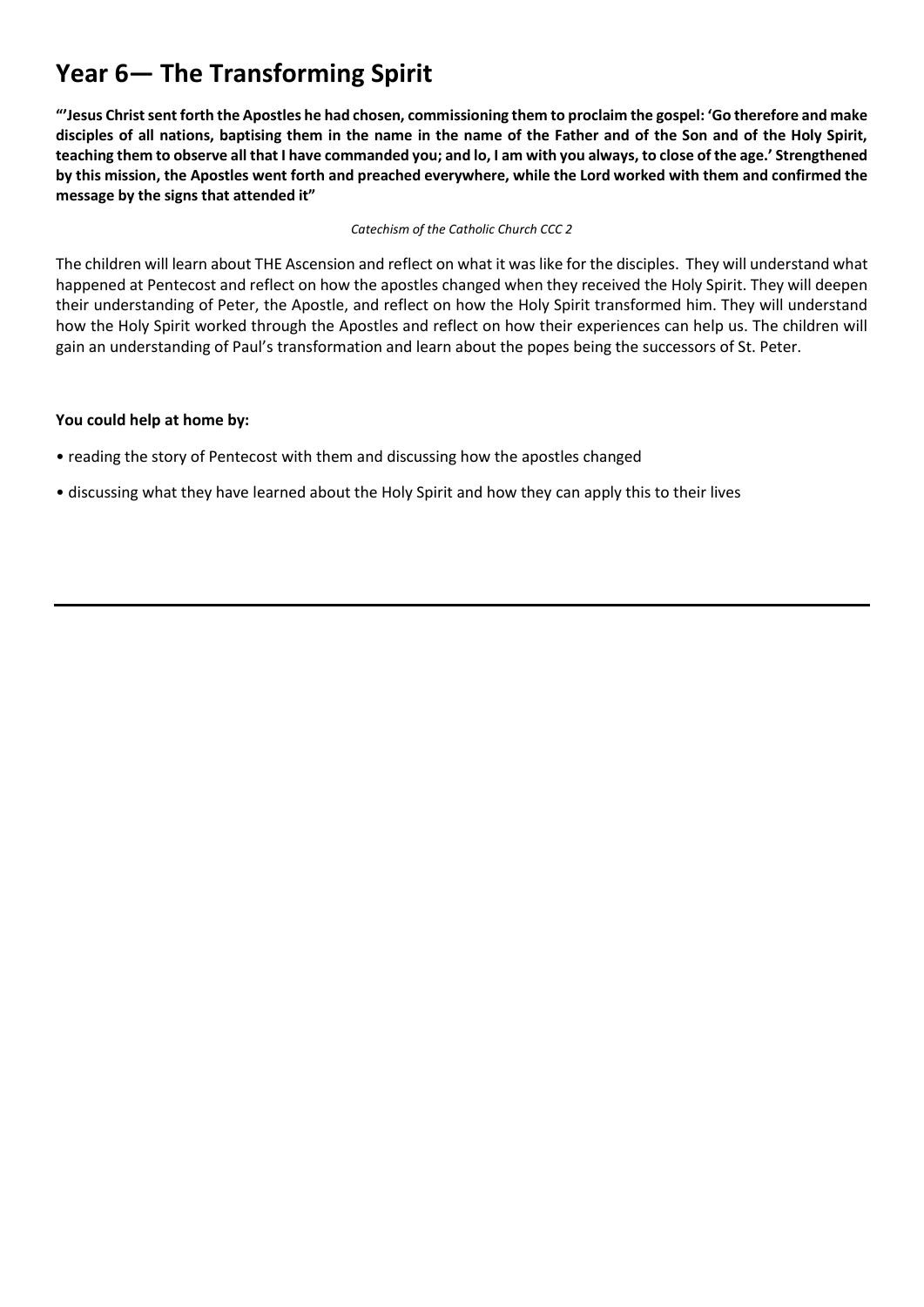# Year 6— The Transforming Spirit

**"'Jesus Christ sent forth the Apostles he had chosen, commissioning them to proclaim the gospel: 'Go therefore and make disciples of all nations, baptising them in the name in the name of the Father and of the Son and of the Holy Spirit, teaching them to observe all that I have commanded you; and lo, I am with you always, to close of the age.' Strengthened by this mission, the Apostles went forth and preached everywhere, while the Lord worked with them and confirmed the message by the signs that attended it"**

*Catechism of the Catholic Church CCC 2*

The children will learn about THE Ascension and reflect on what it was like for the disciples. They will understand what happened at Pentecost and reflect on how the apostles changed when they received the Holy Spirit. They will deepen their understanding of Peter, the Apostle, and reflect on how the Holy Spirit transformed him. They will understand how the Holy Spirit worked through the Apostles and reflect on how their experiences can help us. The children will gain an understanding of Paul's transformation and learn about the popes being the successors of St. Peter.

**You could help at home by:**

- reading the story of Pentecost with them and discussing how the apostles changed
- discussing what they have learned about the Holy Spirit and how they can apply this to their lives